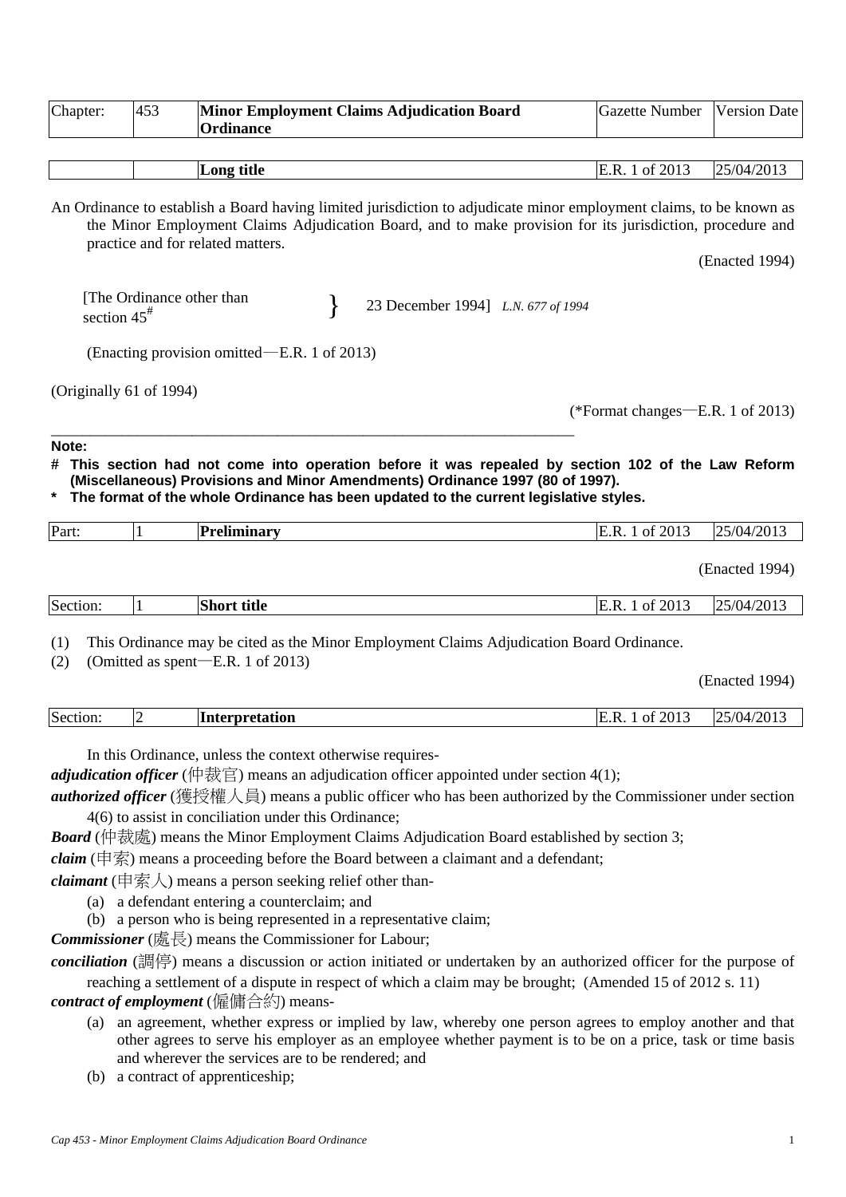| Chapter: | 453 | **Minor Employment Claims Adjudication Board Ordinance** | Gazette Number | Version Date |
|---|---|---|---|---|

| | | **Long title** | E.R. 1 of 2013 | 25/04/2013 |
|---|---|---|---|---|

An Ordinance to establish a Board having limited jurisdiction to adjudicate minor employment claims, to be known as the Minor Employment Claims Adjudication Board, and to make provision for its jurisdiction, procedure and practice and for related matters.

(Enacted 1994)

[The Ordinance other than section 45#} 23 December 1994] *L.N. 677 of 1994*

(Enacting provision omitted—E.R. 1 of 2013)

(Originally 61 of 1994)

(*Format changes—E.R. 1 of 2013)

**Note:**

**# This section had not come into operation before it was repealed by section 102 of the Law Reform (Miscellaneous) Provisions and Minor Amendments) Ordinance 1997 (80 of 1997).**

**\* The format of the whole Ordinance has been updated to the current legislative styles.**

| Part: | 1 | **Preliminary** | E.R. 1 of 2013 | 25/04/2013 |
|---|---|---|---|---|

(Enacted 1994)

| Section: | 1 | **Short title** | E.R. 1 of 2013 | 25/04/2013 |
|---|---|---|---|---|

(1) This Ordinance may be cited as the Minor Employment Claims Adjudication Board Ordinance.

(2) (Omitted as spent—E.R. 1 of 2013)

(Enacted 1994)

| Section: | 2 | **Interpretation** | E.R. 1 of 2013 | 25/04/2013 |
|---|---|---|---|---|

In this Ordinance, unless the context otherwise requires-

***adjudication officer*** (仲裁官) means an adjudication officer appointed under section 4(1);

***authorized officer*** (獲授權人員) means a public officer who has been authorized by the Commissioner under section 4(6) to assist in conciliation under this Ordinance;

***Board*** (仲裁處) means the Minor Employment Claims Adjudication Board established by section 3;

***claim*** (申索) means a proceeding before the Board between a claimant and a defendant;

***claimant*** (申索人) means a person seeking relief other than-

(a) a defendant entering a counterclaim; and

(b) a person who is being represented in a representative claim;

***Commissioner*** (處長) means the Commissioner for Labour;

***conciliation*** (調停) means a discussion or action initiated or undertaken by an authorized officer for the purpose of reaching a settlement of a dispute in respect of which a claim may be brought; (Amended 15 of 2012 s. 11)

***contract of employment*** (僱傭合約) means-

(a) an agreement, whether express or implied by law, whereby one person agrees to employ another and that other agrees to serve his employer as an employee whether payment is to be on a price, task or time basis and wherever the services are to be rendered; and

(b) a contract of apprenticeship;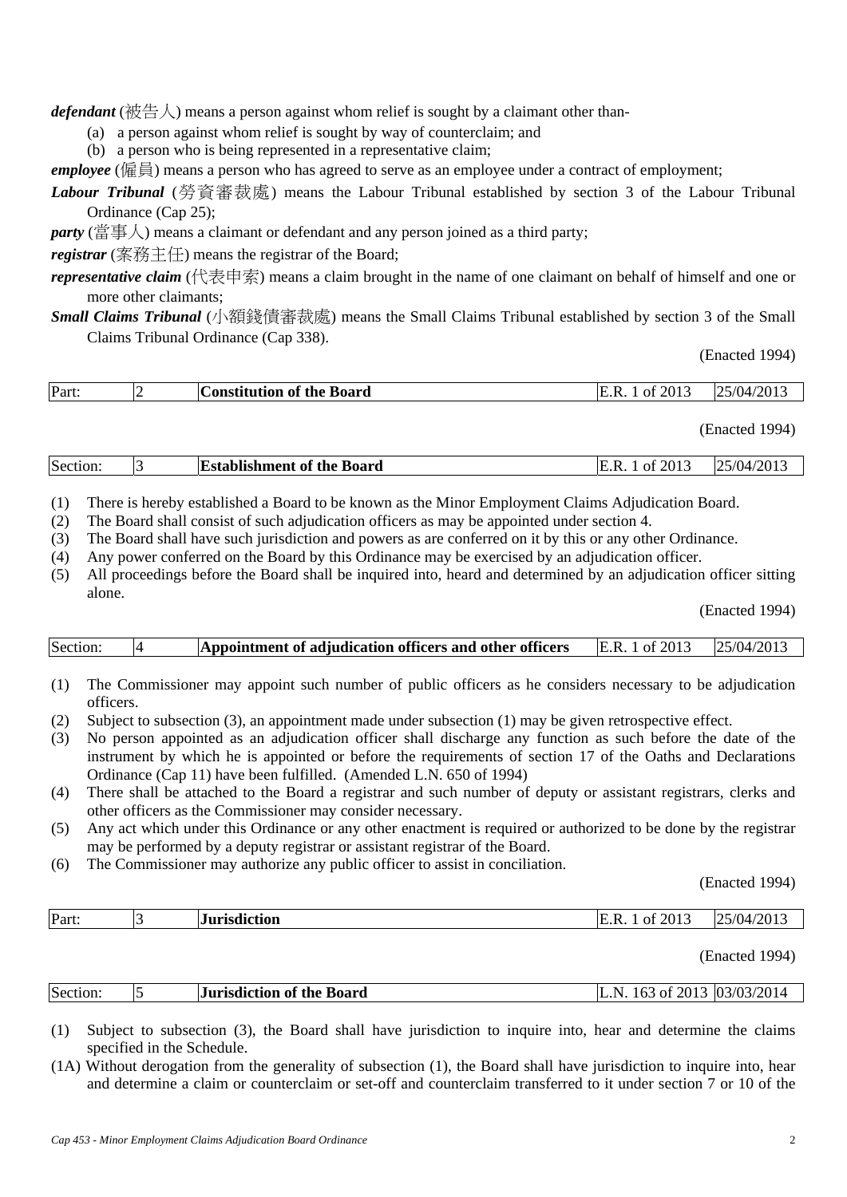***defendant*** (被告人) means a person against whom relief is sought by a claimant other than-

(a) a person against whom relief is sought by way of counterclaim; and
(b) a person who is being represented in a representative claim;

***employee*** (僱員) means a person who has agreed to serve as an employee under a contract of employment;

***Labour Tribunal*** (勞資審裁處) means the Labour Tribunal established by section 3 of the Labour Tribunal Ordinance (Cap 25);

***party*** (當事人) means a claimant or defendant and any person joined as a third party;

***registrar*** (案務主任) means the registrar of the Board;

***representative claim*** (代表申索) means a claim brought in the name of one claimant on behalf of himself and one or more other claimants;

***Small Claims Tribunal*** (小額錢債審裁處) means the Small Claims Tribunal established by section 3 of the Small Claims Tribunal Ordinance (Cap 338).

(Enacted 1994)

| Part: | 2 | **Constitution of the Board** | E.R. 1 of 2013 | 25/04/2013 |
|---|---|---|---|---|

(Enacted 1994)

| Section: | 3 | **Establishment of the Board** | E.R. 1 of 2013 | 25/04/2013 |
|---|---|---|---|---|

(1) There is hereby established a Board to be known as the Minor Employment Claims Adjudication Board.
(2) The Board shall consist of such adjudication officers as may be appointed under section 4.
(3) The Board shall have such jurisdiction and powers as are conferred on it by this or any other Ordinance.
(4) Any power conferred on the Board by this Ordinance may be exercised by an adjudication officer.
(5) All proceedings before the Board shall be inquired into, heard and determined by an adjudication officer sitting alone.

(Enacted 1994)

| Section: | 4 | **Appointment of adjudication officers and other officers** | E.R. 1 of 2013 | 25/04/2013 |
|---|---|---|---|---|

(1) The Commissioner may appoint such number of public officers as he considers necessary to be adjudication officers.
(2) Subject to subsection (3), an appointment made under subsection (1) may be given retrospective effect.
(3) No person appointed as an adjudication officer shall discharge any function as such before the date of the instrument by which he is appointed or before the requirements of section 17 of the Oaths and Declarations Ordinance (Cap 11) have been fulfilled. (Amended L.N. 650 of 1994)
(4) There shall be attached to the Board a registrar and such number of deputy or assistant registrars, clerks and other officers as the Commissioner may consider necessary.
(5) Any act which under this Ordinance or any other enactment is required or authorized to be done by the registrar may be performed by a deputy registrar or assistant registrar of the Board.
(6) The Commissioner may authorize any public officer to assist in conciliation.

(Enacted 1994)

| Part: | 3 | **Jurisdiction** | E.R. 1 of 2013 | 25/04/2013 |
|---|---|---|---|---|

(Enacted 1994)

| Section: | 5 | **Jurisdiction of the Board** | L.N. 163 of 2013 | 03/03/2014 |
|---|---|---|---|---|

(1) Subject to subsection (3), the Board shall have jurisdiction to inquire into, hear and determine the claims specified in the Schedule.
(1A) Without derogation from the generality of subsection (1), the Board shall have jurisdiction to inquire into, hear and determine a claim or counterclaim or set-off and counterclaim transferred to it under section 7 or 10 of the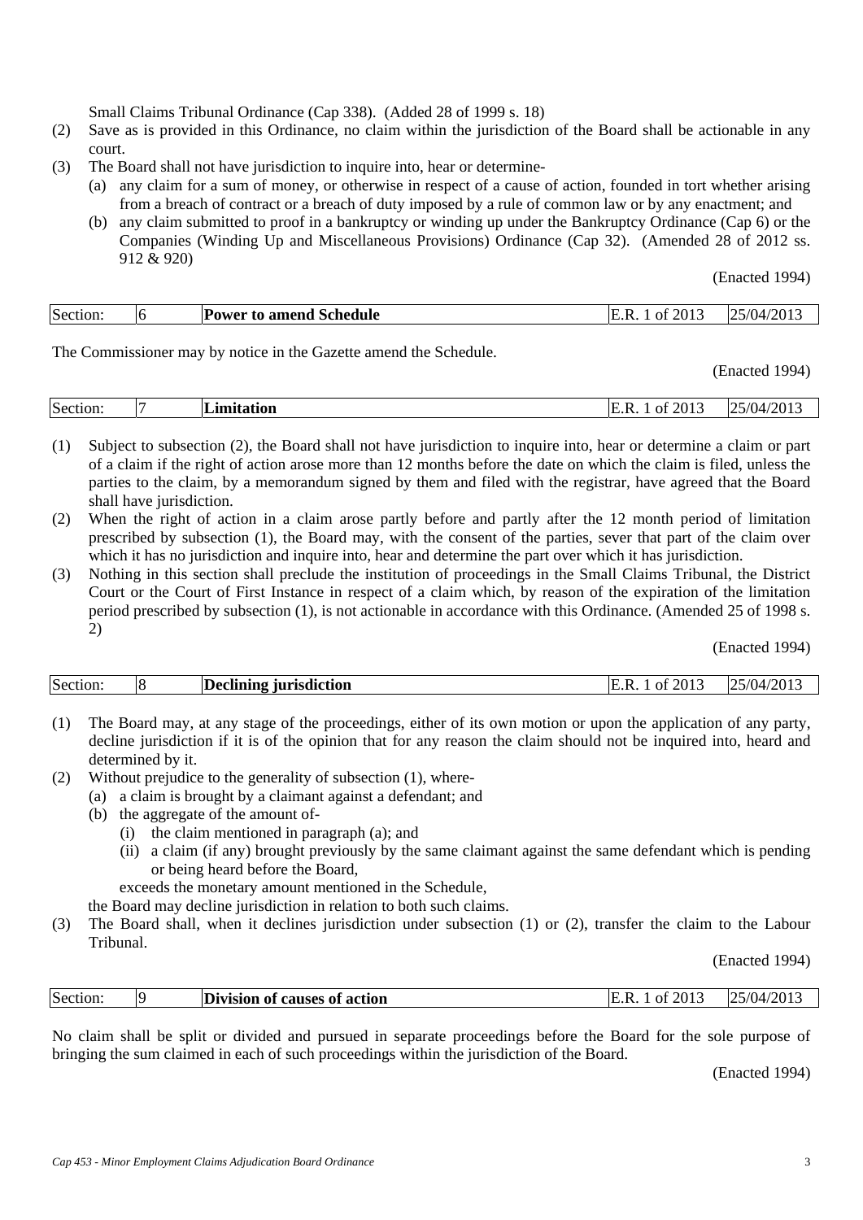Small Claims Tribunal Ordinance (Cap 338). (Added 28 of 1999 s. 18)

(2) Save as is provided in this Ordinance, no claim within the jurisdiction of the Board shall be actionable in any court.

(3) The Board shall not have jurisdiction to inquire into, hear or determine-

(a) any claim for a sum of money, or otherwise in respect of a cause of action, founded in tort whether arising from a breach of contract or a breach of duty imposed by a rule of common law or by any enactment; and

(b) any claim submitted to proof in a bankruptcy or winding up under the Bankruptcy Ordinance (Cap 6) or the Companies (Winding Up and Miscellaneous Provisions) Ordinance (Cap 32). (Amended 28 of 2012 ss. 912 & 920)

(Enacted 1994)

| Section: | 6 | **Power to amend Schedule** | E.R. 1 of 2013 | 25/04/2013 |
|---|---|---|---|---|

The Commissioner may by notice in the Gazette amend the Schedule.

(Enacted 1994)

| Section: | 7 | **Limitation** | E.R. 1 of 2013 | 25/04/2013 |
|---|---|---|---|---|

(1) Subject to subsection (2), the Board shall not have jurisdiction to inquire into, hear or determine a claim or part of a claim if the right of action arose more than 12 months before the date on which the claim is filed, unless the parties to the claim, by a memorandum signed by them and filed with the registrar, have agreed that the Board shall have jurisdiction.

(2) When the right of action in a claim arose partly before and partly after the 12 month period of limitation prescribed by subsection (1), the Board may, with the consent of the parties, sever that part of the claim over which it has no jurisdiction and inquire into, hear and determine the part over which it has jurisdiction.

(3) Nothing in this section shall preclude the institution of proceedings in the Small Claims Tribunal, the District Court or the Court of First Instance in respect of a claim which, by reason of the expiration of the limitation period prescribed by subsection (1), is not actionable in accordance with this Ordinance. (Amended 25 of 1998 s. 2)

(Enacted 1994)

| Section: | 8 | **Declining jurisdiction** | E.R. 1 of 2013 | 25/04/2013 |
|---|---|---|---|---|

(1) The Board may, at any stage of the proceedings, either of its own motion or upon the application of any party, decline jurisdiction if it is of the opinion that for any reason the claim should not be inquired into, heard and determined by it.

(2) Without prejudice to the generality of subsection (1), where-

(a) a claim is brought by a claimant against a defendant; and

(b) the aggregate of the amount of-

(i) the claim mentioned in paragraph (a); and

(ii) a claim (if any) brought previously by the same claimant against the same defendant which is pending or being heard before the Board,

exceeds the monetary amount mentioned in the Schedule,

the Board may decline jurisdiction in relation to both such claims.

(3) The Board shall, when it declines jurisdiction under subsection (1) or (2), transfer the claim to the Labour Tribunal.

(Enacted 1994)

| Section: | 9 | **Division of causes of action** | E.R. 1 of 2013 | 25/04/2013 |
|---|---|---|---|---|

No claim shall be split or divided and pursued in separate proceedings before the Board for the sole purpose of bringing the sum claimed in each of such proceedings within the jurisdiction of the Board.

(Enacted 1994)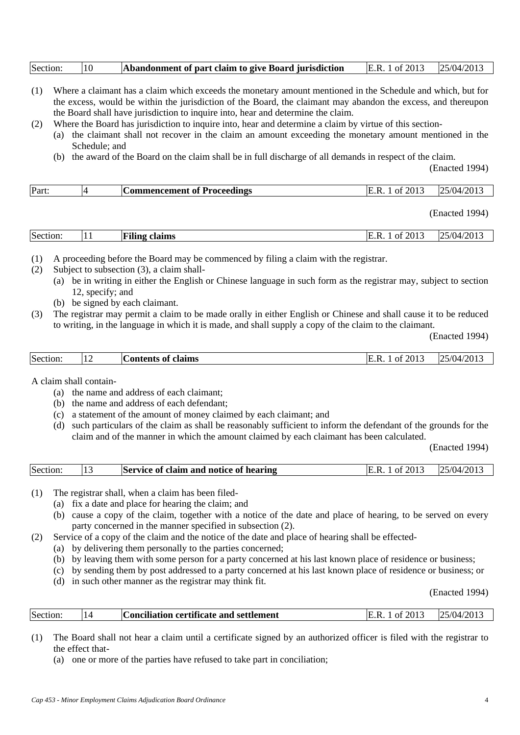| Section: | 10 | **Abandonment of part claim to give Board jurisdiction** | E.R. 1 of 2013 | 25/04/2013 |
|---|---|---|---|---|

(1) Where a claimant has a claim which exceeds the monetary amount mentioned in the Schedule and which, but for the excess, would be within the jurisdiction of the Board, the claimant may abandon the excess, and thereupon the Board shall have jurisdiction to inquire into, hear and determine the claim.

(2) Where the Board has jurisdiction to inquire into, hear and determine a claim by virtue of this section-
  - (a) the claimant shall not recover in the claim an amount exceeding the monetary amount mentioned in the Schedule; and
  - (b) the award of the Board on the claim shall be in full discharge of all demands in respect of the claim.

(Enacted 1994)

| Part: | 4 | **Commencement of Proceedings** | E.R. 1 of 2013 | 25/04/2013 |
|---|---|---|---|---|

(Enacted 1994)

| Section: | 11 | **Filing claims** | E.R. 1 of 2013 | 25/04/2013 |
|---|---|---|---|---|

(1) A proceeding before the Board may be commenced by filing a claim with the registrar.

(2) Subject to subsection (3), a claim shall-
  - (a) be in writing in either the English or Chinese language in such form as the registrar may, subject to section 12, specify; and
  - (b) be signed by each claimant.

(3) The registrar may permit a claim to be made orally in either English or Chinese and shall cause it to be reduced to writing, in the language in which it is made, and shall supply a copy of the claim to the claimant.

(Enacted 1994)

| Section: | 12 | **Contents of claims** | E.R. 1 of 2013 | 25/04/2013 |
|---|---|---|---|---|

A claim shall contain-
  - (a) the name and address of each claimant;
  - (b) the name and address of each defendant;
  - (c) a statement of the amount of money claimed by each claimant; and
  - (d) such particulars of the claim as shall be reasonably sufficient to inform the defendant of the grounds for the claim and of the manner in which the amount claimed by each claimant has been calculated.

(Enacted 1994)

| Section: | 13 | **Service of claim and notice of hearing** | E.R. 1 of 2013 | 25/04/2013 |
|---|---|---|---|---|

(1) The registrar shall, when a claim has been filed-
  - (a) fix a date and place for hearing the claim; and
  - (b) cause a copy of the claim, together with a notice of the date and place of hearing, to be served on every party concerned in the manner specified in subsection (2).

(2) Service of a copy of the claim and the notice of the date and place of hearing shall be effected-
  - (a) by delivering them personally to the parties concerned;
  - (b) by leaving them with some person for a party concerned at his last known place of residence or business;
  - (c) by sending them by post addressed to a party concerned at his last known place of residence or business; or
  - (d) in such other manner as the registrar may think fit.

(Enacted 1994)

| Section: | 14 | **Conciliation certificate and settlement** | E.R. 1 of 2013 | 25/04/2013 |
|---|---|---|---|---|

(1) The Board shall not hear a claim until a certificate signed by an authorized officer is filed with the registrar to the effect that-
  - (a) one or more of the parties have refused to take part in conciliation;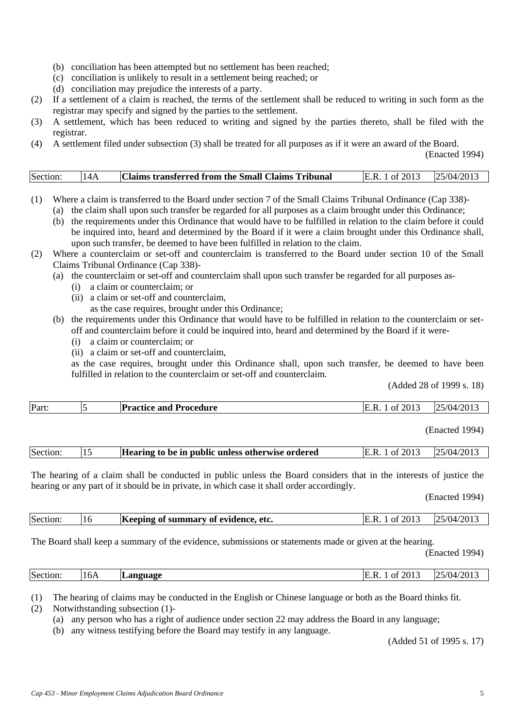(b) conciliation has been attempted but no settlement has been reached;
(c) conciliation is unlikely to result in a settlement being reached; or
(d) conciliation may prejudice the interests of a party.

(2) If a settlement of a claim is reached, the terms of the settlement shall be reduced to writing in such form as the registrar may specify and signed by the parties to the settlement.

(3) A settlement, which has been reduced to writing and signed by the parties thereto, shall be filed with the registrar.

(4) A settlement filed under subsection (3) shall be treated for all purposes as if it were an award of the Board.

(Enacted 1994)

| Section: | 14A | **Claims transferred from the Small Claims Tribunal** | E.R. 1 of 2013 | 25/04/2013 |
|---|---|---|---|---|

(1) Where a claim is transferred to the Board under section 7 of the Small Claims Tribunal Ordinance (Cap 338)-
   (a) the claim shall upon such transfer be regarded for all purposes as a claim brought under this Ordinance;
   (b) the requirements under this Ordinance that would have to be fulfilled in relation to the claim before it could be inquired into, heard and determined by the Board if it were a claim brought under this Ordinance shall, upon such transfer, be deemed to have been fulfilled in relation to the claim.

(2) Where a counterclaim or set-off and counterclaim is transferred to the Board under section 10 of the Small Claims Tribunal Ordinance (Cap 338)-
   (a) the counterclaim or set-off and counterclaim shall upon such transfer be regarded for all purposes as-
      (i) a claim or counterclaim; or
      (ii) a claim or set-off and counterclaim,
      as the case requires, brought under this Ordinance;
   (b) the requirements under this Ordinance that would have to be fulfilled in relation to the counterclaim or set-off and counterclaim before it could be inquired into, heard and determined by the Board if it were-
      (i) a claim or counterclaim; or
      (ii) a claim or set-off and counterclaim,
   as the case requires, brought under this Ordinance shall, upon such transfer, be deemed to have been fulfilled in relation to the counterclaim or set-off and counterclaim.

(Added 28 of 1999 s. 18)

| Part: | 5 | **Practice and Procedure** | E.R. 1 of 2013 | 25/04/2013 |
|---|---|---|---|---|

(Enacted 1994)

| Section: | 15 | **Hearing to be in public unless otherwise ordered** | E.R. 1 of 2013 | 25/04/2013 |
|---|---|---|---|---|

The hearing of a claim shall be conducted in public unless the Board considers that in the interests of justice the hearing or any part of it should be in private, in which case it shall order accordingly.

(Enacted 1994)

| Section: | 16 | **Keeping of summary of evidence, etc.** | E.R. 1 of 2013 | 25/04/2013 |
|---|---|---|---|---|

The Board shall keep a summary of the evidence, submissions or statements made or given at the hearing.

(Enacted 1994)

| Section: | 16A | **Language** | E.R. 1 of 2013 | 25/04/2013 |
|---|---|---|---|---|

(1) The hearing of claims may be conducted in the English or Chinese language or both as the Board thinks fit.

(2) Notwithstanding subsection (1)-
   (a) any person who has a right of audience under section 22 may address the Board in any language;
   (b) any witness testifying before the Board may testify in any language.

(Added 51 of 1995 s. 17)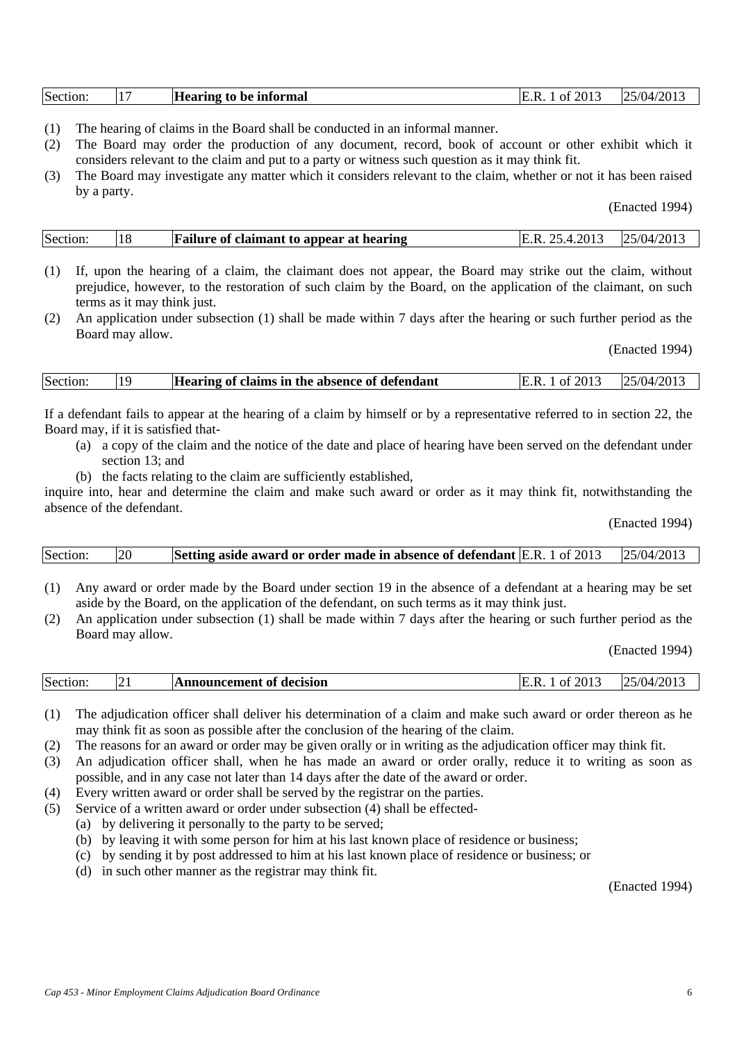| Section: | 17 | **Hearing to be informal** | E.R. 1 of 2013 | 25/04/2013 |
|---|---|---|---|---|

(1) The hearing of claims in the Board shall be conducted in an informal manner.
(2) The Board may order the production of any document, record, book of account or other exhibit which it considers relevant to the claim and put to a party or witness such question as it may think fit.
(3) The Board may investigate any matter which it considers relevant to the claim, whether or not it has been raised by a party.

(Enacted 1994)

| Section: | 18 | **Failure of claimant to appear at hearing** | E.R. 25.4.2013 | 25/04/2013 |
|---|---|---|---|---|

(1) If, upon the hearing of a claim, the claimant does not appear, the Board may strike out the claim, without prejudice, however, to the restoration of such claim by the Board, on the application of the claimant, on such terms as it may think just.
(2) An application under subsection (1) shall be made within 7 days after the hearing or such further period as the Board may allow.

(Enacted 1994)

| Section: | 19 | **Hearing of claims in the absence of defendant** | E.R. 1 of 2013 | 25/04/2013 |
|---|---|---|---|---|

If a defendant fails to appear at the hearing of a claim by himself or by a representative referred to in section 22, the Board may, if it is satisfied that-

(a) a copy of the claim and the notice of the date and place of hearing have been served on the defendant under section 13; and
(b) the facts relating to the claim are sufficiently established,

inquire into, hear and determine the claim and make such award or order as it may think fit, notwithstanding the absence of the defendant.

(Enacted 1994)

| Section: | 20 | **Setting aside award or order made in absence of defendant** | E.R. 1 of 2013 | 25/04/2013 |
|---|---|---|---|---|

(1) Any award or order made by the Board under section 19 in the absence of a defendant at a hearing may be set aside by the Board, on the application of the defendant, on such terms as it may think just.
(2) An application under subsection (1) shall be made within 7 days after the hearing or such further period as the Board may allow.

(Enacted 1994)

| Section: | 21 | **Announcement of decision** | E.R. 1 of 2013 | 25/04/2013 |
|---|---|---|---|---|

(1) The adjudication officer shall deliver his determination of a claim and make such award or order thereon as he may think fit as soon as possible after the conclusion of the hearing of the claim.
(2) The reasons for an award or order may be given orally or in writing as the adjudication officer may think fit.
(3) An adjudication officer shall, when he has made an award or order orally, reduce it to writing as soon as possible, and in any case not later than 14 days after the date of the award or order.
(4) Every written award or order shall be served by the registrar on the parties.
(5) Service of a written award or order under subsection (4) shall be effected-
    (a) by delivering it personally to the party to be served;
    (b) by leaving it with some person for him at his last known place of residence or business;
    (c) by sending it by post addressed to him at his last known place of residence or business; or
    (d) in such other manner as the registrar may think fit.

(Enacted 1994)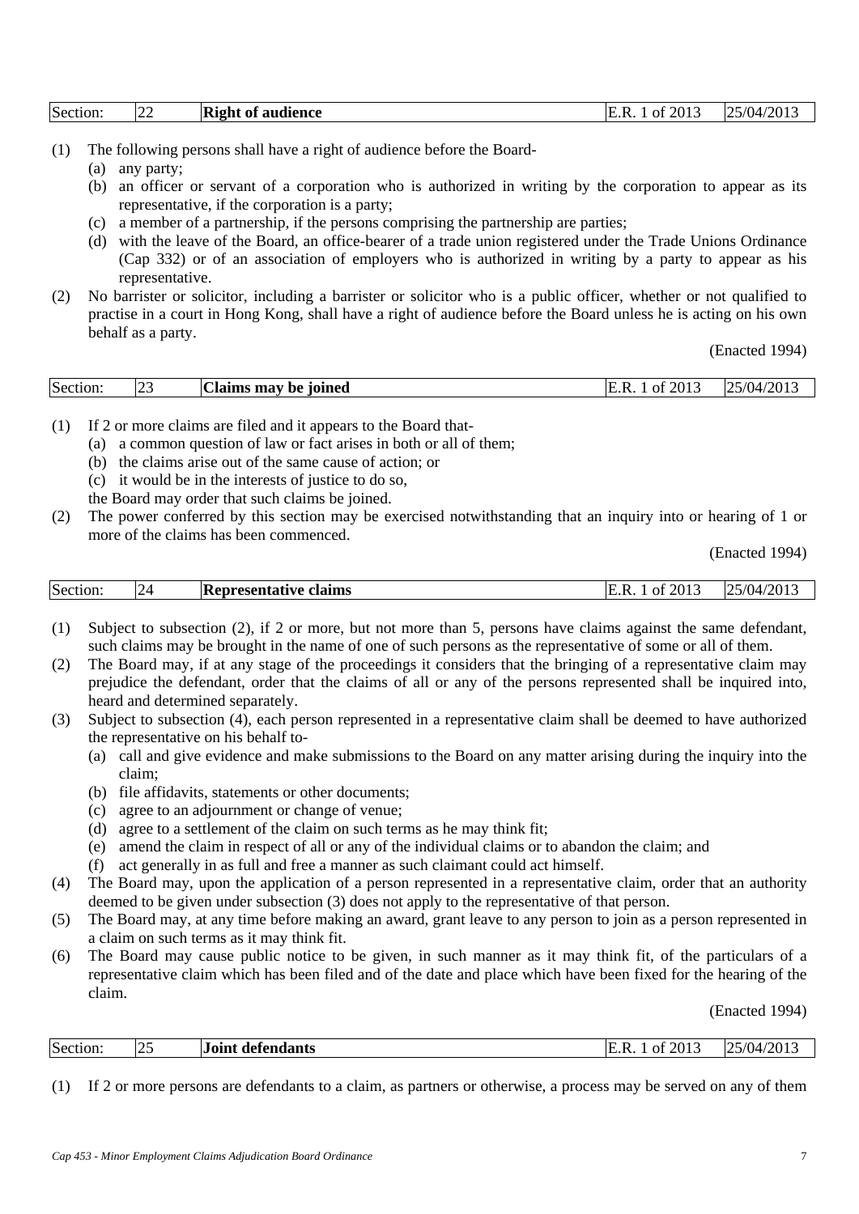| Section: | 22 | **Right of audience** | E.R. 1 of 2013 | 25/04/2013 |
|---|---|---|---|---|

(1) The following persons shall have a right of audience before the Board-
  (a) any party;
  (b) an officer or servant of a corporation who is authorized in writing by the corporation to appear as its representative, if the corporation is a party;
  (c) a member of a partnership, if the persons comprising the partnership are parties;
  (d) with the leave of the Board, an office-bearer of a trade union registered under the Trade Unions Ordinance (Cap 332) or of an association of employers who is authorized in writing by a party to appear as his representative.

(2) No barrister or solicitor, including a barrister or solicitor who is a public officer, whether or not qualified to practise in a court in Hong Kong, shall have a right of audience before the Board unless he is acting on his own behalf as a party.

(Enacted 1994)

| Section: | 23 | **Claims may be joined** | E.R. 1 of 2013 | 25/04/2013 |
|---|---|---|---|---|

(1) If 2 or more claims are filed and it appears to the Board that-
  (a) a common question of law or fact arises in both or all of them;
  (b) the claims arise out of the same cause of action; or
  (c) it would be in the interests of justice to do so,

  the Board may order that such claims be joined.

(2) The power conferred by this section may be exercised notwithstanding that an inquiry into or hearing of 1 or more of the claims has been commenced.

(Enacted 1994)

| Section: | 24 | **Representative claims** | E.R. 1 of 2013 | 25/04/2013 |
|---|---|---|---|---|

(1) Subject to subsection (2), if 2 or more, but not more than 5, persons have claims against the same defendant, such claims may be brought in the name of one of such persons as the representative of some or all of them.

(2) The Board may, if at any stage of the proceedings it considers that the bringing of a representative claim may prejudice the defendant, order that the claims of all or any of the persons represented shall be inquired into, heard and determined separately.

(3) Subject to subsection (4), each person represented in a representative claim shall be deemed to have authorized the representative on his behalf to-
  (a) call and give evidence and make submissions to the Board on any matter arising during the inquiry into the claim;
  (b) file affidavits, statements or other documents;
  (c) agree to an adjournment or change of venue;
  (d) agree to a settlement of the claim on such terms as he may think fit;
  (e) amend the claim in respect of all or any of the individual claims or to abandon the claim; and
  (f) act generally in as full and free a manner as such claimant could act himself.

(4) The Board may, upon the application of a person represented in a representative claim, order that an authority deemed to be given under subsection (3) does not apply to the representative of that person.

(5) The Board may, at any time before making an award, grant leave to any person to join as a person represented in a claim on such terms as it may think fit.

(6) The Board may cause public notice to be given, in such manner as it may think fit, of the particulars of a representative claim which has been filed and of the date and place which have been fixed for the hearing of the claim.

(Enacted 1994)

| Section: | 25 | **Joint defendants** | E.R. 1 of 2013 | 25/04/2013 |
|---|---|---|---|---|

(1) If 2 or more persons are defendants to a claim, as partners or otherwise, a process may be served on any of them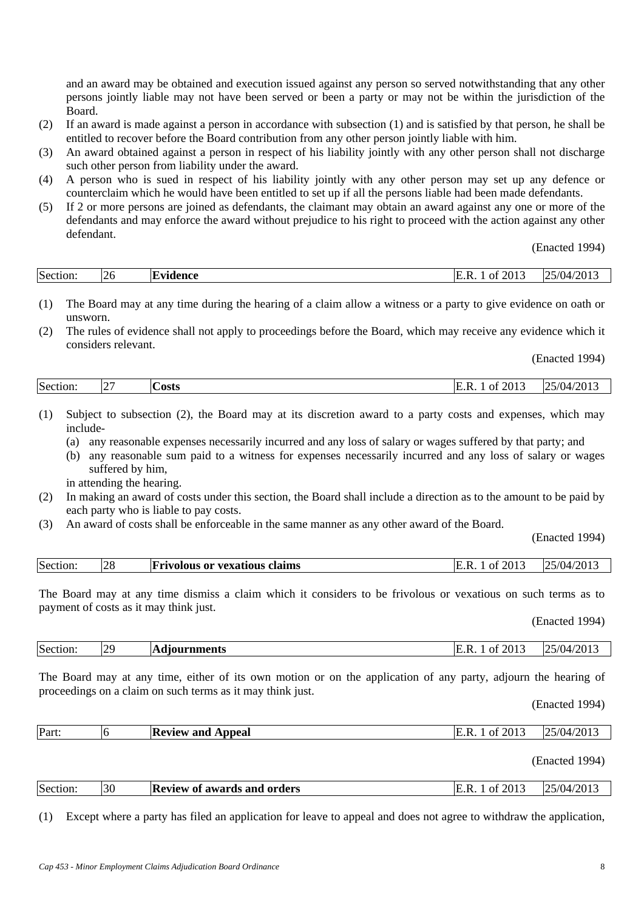and an award may be obtained and execution issued against any person so served notwithstanding that any other persons jointly liable may not have been served or been a party or may not be within the jurisdiction of the Board.

(2) If an award is made against a person in accordance with subsection (1) and is satisfied by that person, he shall be entitled to recover before the Board contribution from any other person jointly liable with him.

(3) An award obtained against a person in respect of his liability jointly with any other person shall not discharge such other person from liability under the award.

(4) A person who is sued in respect of his liability jointly with any other person may set up any defence or counterclaim which he would have been entitled to set up if all the persons liable had been made defendants.

(5) If 2 or more persons are joined as defendants, the claimant may obtain an award against any one or more of the defendants and may enforce the award without prejudice to his right to proceed with the action against any other defendant.

(Enacted 1994)

| Section: | 26 | **Evidence** | E.R. 1 of 2013 | 25/04/2013 |
|---|---|---|---|---|

(1) The Board may at any time during the hearing of a claim allow a witness or a party to give evidence on oath or unsworn.

(2) The rules of evidence shall not apply to proceedings before the Board, which may receive any evidence which it considers relevant.

(Enacted 1994)

| Section: | 27 | **Costs** | E.R. 1 of 2013 | 25/04/2013 |
|---|---|---|---|---|

(1) Subject to subsection (2), the Board may at its discretion award to a party costs and expenses, which may include-

(a) any reasonable expenses necessarily incurred and any loss of salary or wages suffered by that party; and

(b) any reasonable sum paid to a witness for expenses necessarily incurred and any loss of salary or wages suffered by him,

in attending the hearing.

(2) In making an award of costs under this section, the Board shall include a direction as to the amount to be paid by each party who is liable to pay costs.

(3) An award of costs shall be enforceable in the same manner as any other award of the Board.

(Enacted 1994)

| Section: | 28 | **Frivolous or vexatious claims** | E.R. 1 of 2013 | 25/04/2013 |
|---|---|---|---|---|

The Board may at any time dismiss a claim which it considers to be frivolous or vexatious on such terms as to payment of costs as it may think just.

(Enacted 1994)

| Section: | 29 | **Adjournments** | E.R. 1 of 2013 | 25/04/2013 |
|---|---|---|---|---|

The Board may at any time, either of its own motion or on the application of any party, adjourn the hearing of proceedings on a claim on such terms as it may think just.

(Enacted 1994)

| Part: | 6 | **Review and Appeal** | E.R. 1 of 2013 | 25/04/2013 |
|---|---|---|---|---|

(Enacted 1994)

| Section: | 30 | **Review of awards and orders** | E.R. 1 of 2013 | 25/04/2013 |
|---|---|---|---|---|

(1) Except where a party has filed an application for leave to appeal and does not agree to withdraw the application,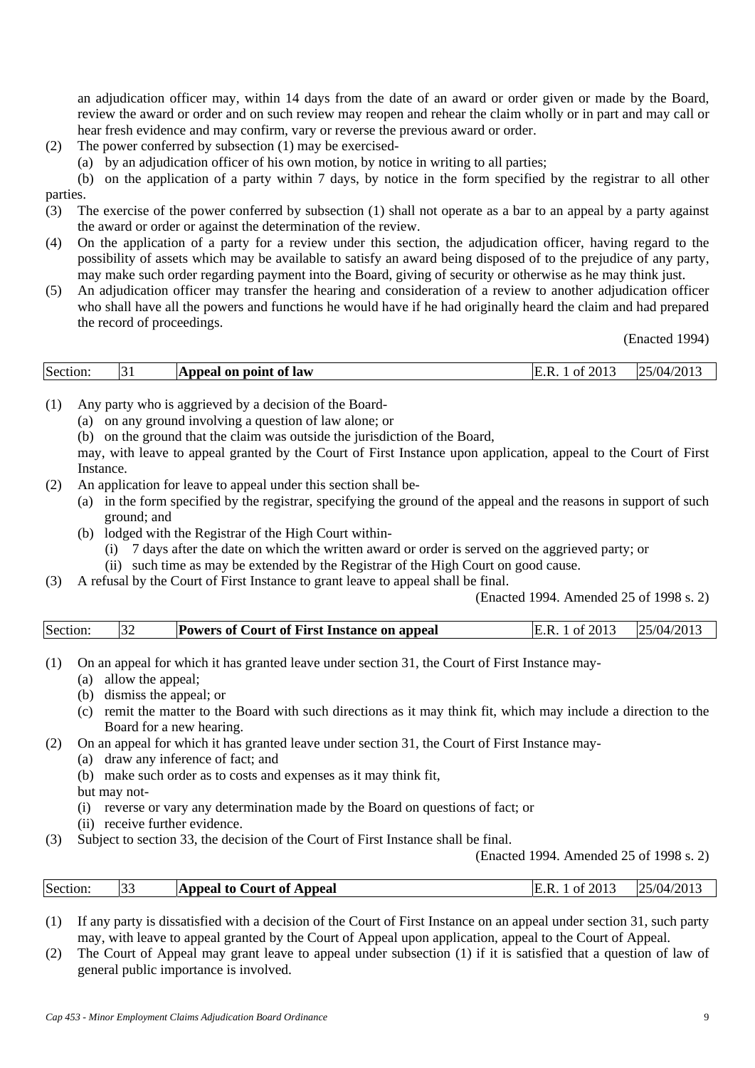an adjudication officer may, within 14 days from the date of an award or order given or made by the Board, review the award or order and on such review may reopen and rehear the claim wholly or in part and may call or hear fresh evidence and may confirm, vary or reverse the previous award or order.

(2) The power conferred by subsection (1) may be exercised-
   (a) by an adjudication officer of his own motion, by notice in writing to all parties;
   (b) on the application of a party within 7 days, by notice in the form specified by the registrar to all other parties.

(3) The exercise of the power conferred by subsection (1) shall not operate as a bar to an appeal by a party against the award or order or against the determination of the review.

(4) On the application of a party for a review under this section, the adjudication officer, having regard to the possibility of assets which may be available to satisfy an award being disposed of to the prejudice of any party, may make such order regarding payment into the Board, giving of security or otherwise as he may think just.

(5) An adjudication officer may transfer the hearing and consideration of a review to another adjudication officer who shall have all the powers and functions he would have if he had originally heard the claim and had prepared the record of proceedings.

(Enacted 1994)

| Section: | 31 | **Appeal on point of law** | E.R. 1 of 2013 | 25/04/2013 |
|---|---|---|---|---|

(1) Any party who is aggrieved by a decision of the Board-
   (a) on any ground involving a question of law alone; or
   (b) on the ground that the claim was outside the jurisdiction of the Board,

   may, with leave to appeal granted by the Court of First Instance upon application, appeal to the Court of First Instance.

(2) An application for leave to appeal under this section shall be-
   (a) in the form specified by the registrar, specifying the ground of the appeal and the reasons in support of such ground; and
   (b) lodged with the Registrar of the High Court within-
      (i) 7 days after the date on which the written award or order is served on the aggrieved party; or
      (ii) such time as may be extended by the Registrar of the High Court on good cause.

(3) A refusal by the Court of First Instance to grant leave to appeal shall be final.

(Enacted 1994. Amended 25 of 1998 s. 2)

| Section: | 32 | **Powers of Court of First Instance on appeal** | E.R. 1 of 2013 | 25/04/2013 |
|---|---|---|---|---|

(1) On an appeal for which it has granted leave under section 31, the Court of First Instance may-
   (a) allow the appeal;
   (b) dismiss the appeal; or
   (c) remit the matter to the Board with such directions as it may think fit, which may include a direction to the Board for a new hearing.

(2) On an appeal for which it has granted leave under section 31, the Court of First Instance may-
   (a) draw any inference of fact; and
   (b) make such order as to costs and expenses as it may think fit,

   but may not-
   (i) reverse or vary any determination made by the Board on questions of fact; or
   (ii) receive further evidence.

(3) Subject to section 33, the decision of the Court of First Instance shall be final.

(Enacted 1994. Amended 25 of 1998 s. 2)

| Section: | 33 | **Appeal to Court of Appeal** | E.R. 1 of 2013 | 25/04/2013 |
|---|---|---|---|---|

(1) If any party is dissatisfied with a decision of the Court of First Instance on an appeal under section 31, such party may, with leave to appeal granted by the Court of Appeal upon application, appeal to the Court of Appeal.

(2) The Court of Appeal may grant leave to appeal under subsection (1) if it is satisfied that a question of law of general public importance is involved.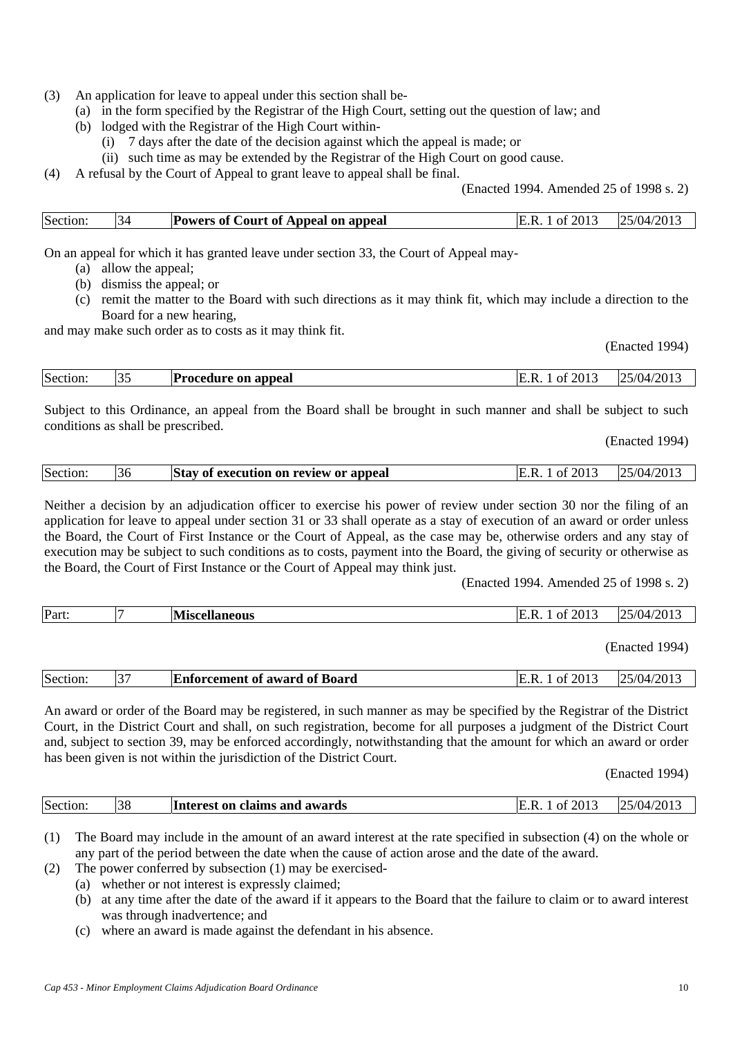(3) An application for leave to appeal under this section shall be-
  (a) in the form specified by the Registrar of the High Court, setting out the question of law; and
  (b) lodged with the Registrar of the High Court within-
    (i) 7 days after the date of the decision against which the appeal is made; or
    (ii) such time as may be extended by the Registrar of the High Court on good cause.
(4) A refusal by the Court of Appeal to grant leave to appeal shall be final.

(Enacted 1994. Amended 25 of 1998 s. 2)

| Section: | 34 | **Powers of Court of Appeal on appeal** | E.R. 1 of 2013 | 25/04/2013 |
|---|---|---|---|---|

On an appeal for which it has granted leave under section 33, the Court of Appeal may-
  (a) allow the appeal;
  (b) dismiss the appeal; or
  (c) remit the matter to the Board with such directions as it may think fit, which may include a direction to the Board for a new hearing,

and may make such order as to costs as it may think fit.

(Enacted 1994)

| Section: | 35 | **Procedure on appeal** | E.R. 1 of 2013 | 25/04/2013 |
|---|---|---|---|---|

Subject to this Ordinance, an appeal from the Board shall be brought in such manner and shall be subject to such conditions as shall be prescribed.

(Enacted 1994)

| Section: | 36 | **Stay of execution on review or appeal** | E.R. 1 of 2013 | 25/04/2013 |
|---|---|---|---|---|

Neither a decision by an adjudication officer to exercise his power of review under section 30 nor the filing of an application for leave to appeal under section 31 or 33 shall operate as a stay of execution of an award or order unless the Board, the Court of First Instance or the Court of Appeal, as the case may be, otherwise orders and any stay of execution may be subject to such conditions as to costs, payment into the Board, the giving of security or otherwise as the Board, the Court of First Instance or the Court of Appeal may think just.

(Enacted 1994. Amended 25 of 1998 s. 2)

| Part: | 7 | **Miscellaneous** | E.R. 1 of 2013 | 25/04/2013 |
|---|---|---|---|---|

(Enacted 1994)

| Section: | 37 | **Enforcement of award of Board** | E.R. 1 of 2013 | 25/04/2013 |
|---|---|---|---|---|

An award or order of the Board may be registered, in such manner as may be specified by the Registrar of the District Court, in the District Court and shall, on such registration, become for all purposes a judgment of the District Court and, subject to section 39, may be enforced accordingly, notwithstanding that the amount for which an award or order has been given is not within the jurisdiction of the District Court.

(Enacted 1994)

| Section: | 38 | **Interest on claims and awards** | E.R. 1 of 2013 | 25/04/2013 |
|---|---|---|---|---|

(1) The Board may include in the amount of an award interest at the rate specified in subsection (4) on the whole or any part of the period between the date when the cause of action arose and the date of the award.
(2) The power conferred by subsection (1) may be exercised-
  (a) whether or not interest is expressly claimed;
  (b) at any time after the date of the award if it appears to the Board that the failure to claim or to award interest was through inadvertence; and
  (c) where an award is made against the defendant in his absence.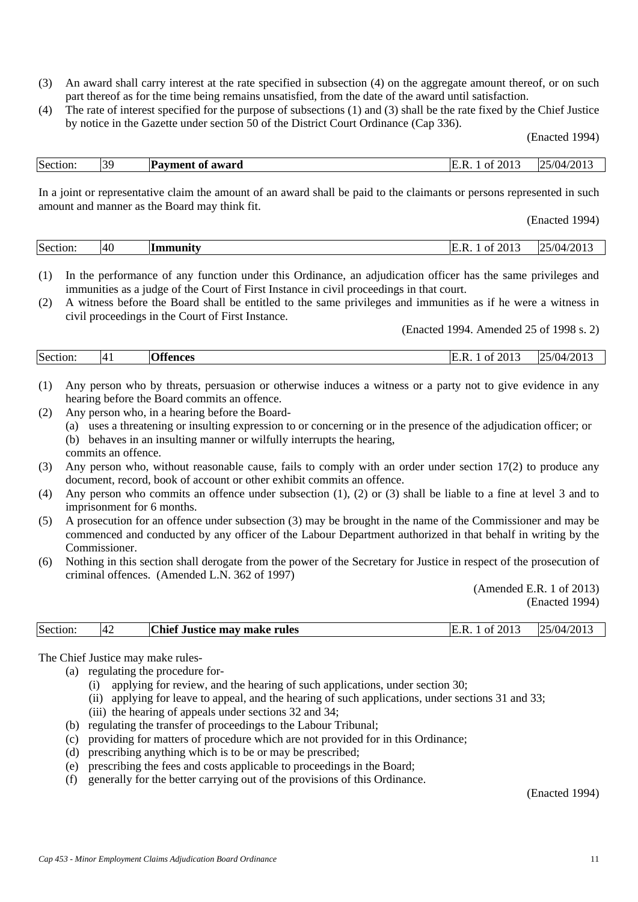(3) An award shall carry interest at the rate specified in subsection (4) on the aggregate amount thereof, or on such part thereof as for the time being remains unsatisfied, from the date of the award until satisfaction.

(4) The rate of interest specified for the purpose of subsections (1) and (3) shall be the rate fixed by the Chief Justice by notice in the Gazette under section 50 of the District Court Ordinance (Cap 336).

(Enacted 1994)

| Section: | 39 | **Payment of award** | E.R. 1 of 2013 | 25/04/2013 |
|---|---|---|---|---|

In a joint or representative claim the amount of an award shall be paid to the claimants or persons represented in such amount and manner as the Board may think fit.

(Enacted 1994)

| Section: | 40 | **Immunity** | E.R. 1 of 2013 | 25/04/2013 |
|---|---|---|---|---|

(1) In the performance of any function under this Ordinance, an adjudication officer has the same privileges and immunities as a judge of the Court of First Instance in civil proceedings in that court.

(2) A witness before the Board shall be entitled to the same privileges and immunities as if he were a witness in civil proceedings in the Court of First Instance.

(Enacted 1994. Amended 25 of 1998 s. 2)

| Section: | 41 | **Offences** | E.R. 1 of 2013 | 25/04/2013 |
|---|---|---|---|---|

(1) Any person who by threats, persuasion or otherwise induces a witness or a party not to give evidence in any hearing before the Board commits an offence.

(2) Any person who, in a hearing before the Board-
   (a) uses a threatening or insulting expression to or concerning or in the presence of the adjudication officer; or
   (b) behaves in an insulting manner or wilfully interrupts the hearing,

   commits an offence.

(3) Any person who, without reasonable cause, fails to comply with an order under section 17(2) to produce any document, record, book of account or other exhibit commits an offence.

(4) Any person who commits an offence under subsection (1), (2) or (3) shall be liable to a fine at level 3 and to imprisonment for 6 months.

(5) A prosecution for an offence under subsection (3) may be brought in the name of the Commissioner and may be commenced and conducted by any officer of the Labour Department authorized in that behalf in writing by the Commissioner.

(6) Nothing in this section shall derogate from the power of the Secretary for Justice in respect of the prosecution of criminal offences. (Amended L.N. 362 of 1997)

(Amended E.R. 1 of 2013)
(Enacted 1994)

| Section: | 42 | **Chief Justice may make rules** | E.R. 1 of 2013 | 25/04/2013 |
|---|---|---|---|---|

The Chief Justice may make rules-

(a) regulating the procedure for-
   (i) applying for review, and the hearing of such applications, under section 30;
   (ii) applying for leave to appeal, and the hearing of such applications, under sections 31 and 33;
   (iii) the hearing of appeals under sections 32 and 34;
(b) regulating the transfer of proceedings to the Labour Tribunal;
(c) providing for matters of procedure which are not provided for in this Ordinance;
(d) prescribing anything which is to be or may be prescribed;
(e) prescribing the fees and costs applicable to proceedings in the Board;
(f) generally for the better carrying out of the provisions of this Ordinance.

(Enacted 1994)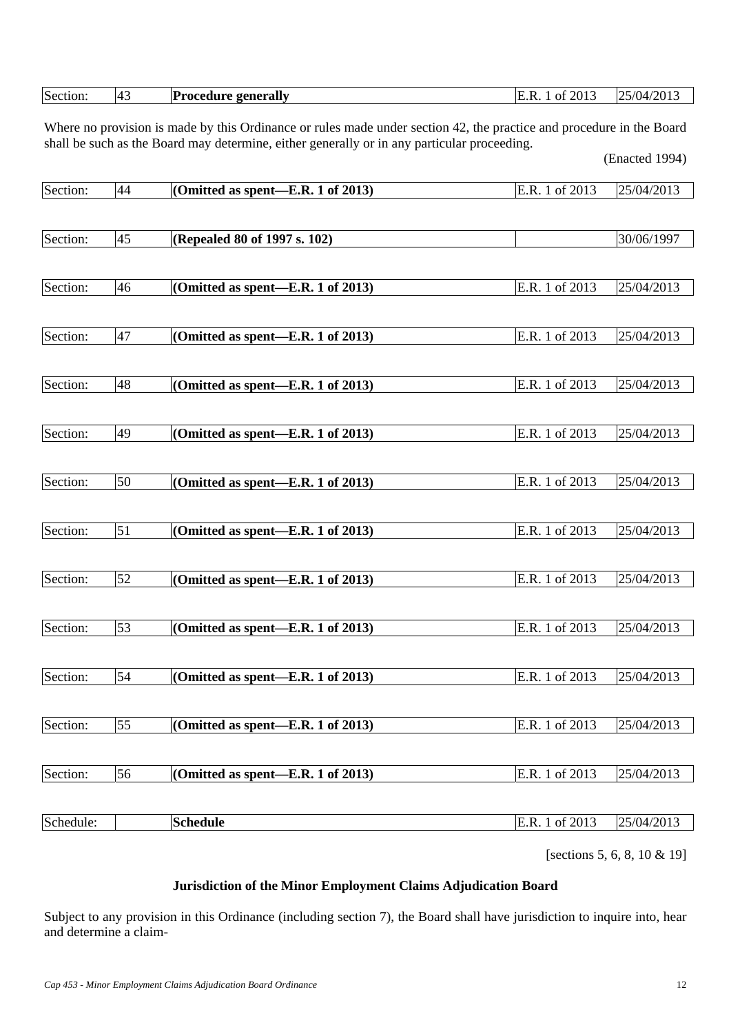| Section: | 43 | **Procedure generally** | E.R. 1 of 2013 | 25/04/2013 |
|---|---|---|---|---|

Where no provision is made by this Ordinance or rules made under section 42, the practice and procedure in the Board shall be such as the Board may determine, either generally or in any particular proceeding.

(Enacted 1994)

| Section: | 44 | **(Omitted as spent—E.R. 1 of 2013)** | E.R. 1 of 2013 | 25/04/2013 |
|---|---|---|---|---|

| Section: | 45 | **(Repealed 80 of 1997 s. 102)** | | 30/06/1997 |
|---|---|---|---|---|

| Section: | 46 | **(Omitted as spent—E.R. 1 of 2013)** | E.R. 1 of 2013 | 25/04/2013 |
|---|---|---|---|---|

| Section: | 47 | **(Omitted as spent—E.R. 1 of 2013)** | E.R. 1 of 2013 | 25/04/2013 |
|---|---|---|---|---|

| Section: | 48 | **(Omitted as spent—E.R. 1 of 2013)** | E.R. 1 of 2013 | 25/04/2013 |
|---|---|---|---|---|

| Section: | 49 | **(Omitted as spent—E.R. 1 of 2013)** | E.R. 1 of 2013 | 25/04/2013 |
|---|---|---|---|---|

| Section: | 50 | **(Omitted as spent—E.R. 1 of 2013)** | E.R. 1 of 2013 | 25/04/2013 |
|---|---|---|---|---|

| Section: | 51 | **(Omitted as spent—E.R. 1 of 2013)** | E.R. 1 of 2013 | 25/04/2013 |
|---|---|---|---|---|

| Section: | 52 | **(Omitted as spent—E.R. 1 of 2013)** | E.R. 1 of 2013 | 25/04/2013 |
|---|---|---|---|---|

| Section: | 53 | **(Omitted as spent—E.R. 1 of 2013)** | E.R. 1 of 2013 | 25/04/2013 |
|---|---|---|---|---|

| Section: | 54 | **(Omitted as spent—E.R. 1 of 2013)** | E.R. 1 of 2013 | 25/04/2013 |
|---|---|---|---|---|

| Section: | 55 | **(Omitted as spent—E.R. 1 of 2013)** | E.R. 1 of 2013 | 25/04/2013 |
|---|---|---|---|---|

| Section: | 56 | **(Omitted as spent—E.R. 1 of 2013)** | E.R. 1 of 2013 | 25/04/2013 |
|---|---|---|---|---|

| Schedule: | | **Schedule** | E.R. 1 of 2013 | 25/04/2013 |
|---|---|---|---|---|

[sections 5, 6, 8, 10 & 19]

**Jurisdiction of the Minor Employment Claims Adjudication Board**

Subject to any provision in this Ordinance (including section 7), the Board shall have jurisdiction to inquire into, hear and determine a claim-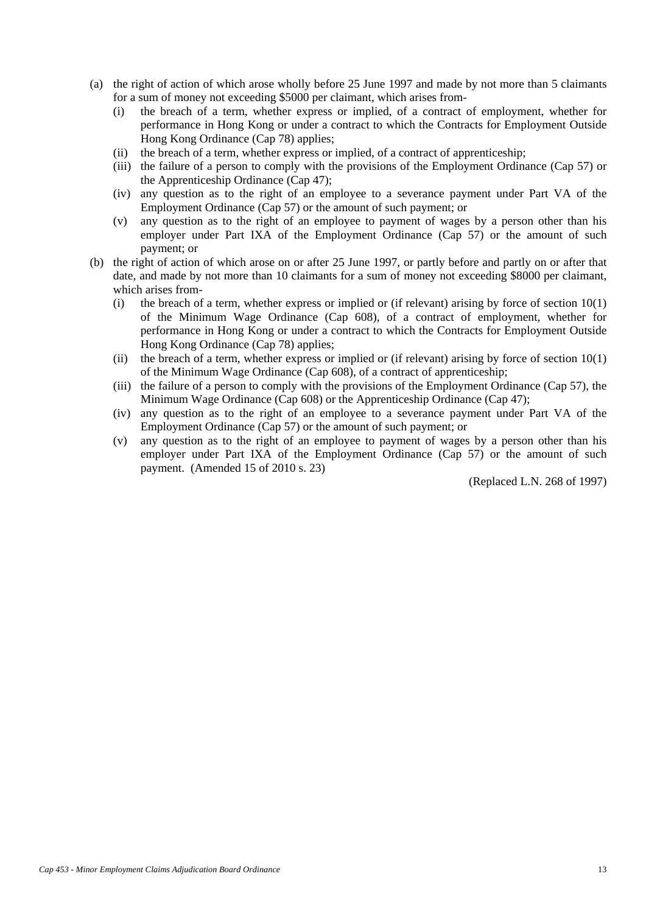(a) the right of action of which arose wholly before 25 June 1997 and made by not more than 5 claimants for a sum of money not exceeding $5000 per claimant, which arises from-

   (i) the breach of a term, whether express or implied, of a contract of employment, whether for performance in Hong Kong or under a contract to which the Contracts for Employment Outside Hong Kong Ordinance (Cap 78) applies;

   (ii) the breach of a term, whether express or implied, of a contract of apprenticeship;

   (iii) the failure of a person to comply with the provisions of the Employment Ordinance (Cap 57) or the Apprenticeship Ordinance (Cap 47);

   (iv) any question as to the right of an employee to a severance payment under Part VA of the Employment Ordinance (Cap 57) or the amount of such payment; or

   (v) any question as to the right of an employee to payment of wages by a person other than his employer under Part IXA of the Employment Ordinance (Cap 57) or the amount of such payment; or

(b) the right of action of which arose on or after 25 June 1997, or partly before and partly on or after that date, and made by not more than 10 claimants for a sum of money not exceeding $8000 per claimant, which arises from-

   (i) the breach of a term, whether express or implied or (if relevant) arising by force of section 10(1) of the Minimum Wage Ordinance (Cap 608), of a contract of employment, whether for performance in Hong Kong or under a contract to which the Contracts for Employment Outside Hong Kong Ordinance (Cap 78) applies;

   (ii) the breach of a term, whether express or implied or (if relevant) arising by force of section 10(1) of the Minimum Wage Ordinance (Cap 608), of a contract of apprenticeship;

   (iii) the failure of a person to comply with the provisions of the Employment Ordinance (Cap 57), the Minimum Wage Ordinance (Cap 608) or the Apprenticeship Ordinance (Cap 47);

   (iv) any question as to the right of an employee to a severance payment under Part VA of the Employment Ordinance (Cap 57) or the amount of such payment; or

   (v) any question as to the right of an employee to payment of wages by a person other than his employer under Part IXA of the Employment Ordinance (Cap 57) or the amount of such payment. (Amended 15 of 2010 s. 23)

(Replaced L.N. 268 of 1997)